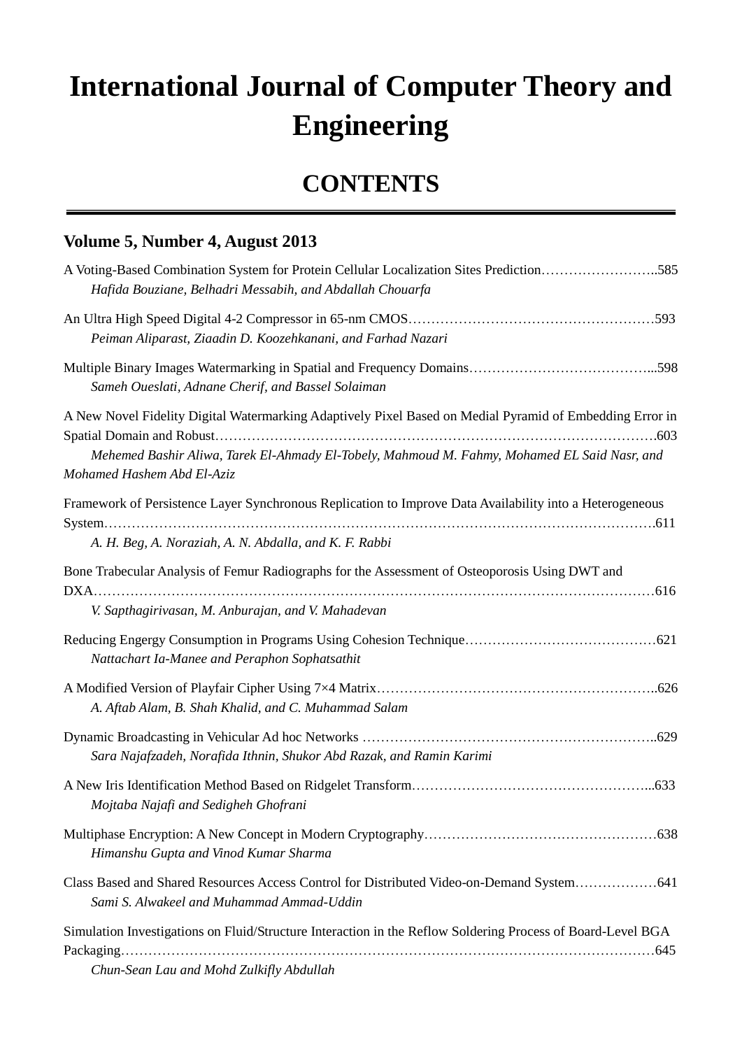# International Journal of Computer Theory and Engineering

## CONTENTS

### Volume 5, Number 4, August 2013

A Voting-Based Combination System for Protein Cellular Localization Sites Prediction……………………..585
*Hafida Bouziane, Belhadri Messabih, and Abdallah Chouarfa*

An Ultra High Speed Digital 4-2 Compressor in 65-nm CMOS………………………………………………593
*Peiman Aliparast, Ziaadin D. Koozehkanani, and Farhad Nazari*

Multiple Binary Images Watermarking in Spatial and Frequency Domains…………………………………...598
*Sameh Oueslati, Adnane Cherif, and Bassel Solaiman*

A New Novel Fidelity Digital Watermarking Adaptively Pixel Based on Medial Pyramid of Embedding Error in Spatial Domain and Robust…………………………………………………………………………………….603
*Mehemed Bashir Aliwa, Tarek El-Ahmady El-Tobely, Mahmoud M. Fahmy, Mohamed EL Said Nasr, and Mohamed Hashem Abd El-Aziz*

Framework of Persistence Layer Synchronous Replication to Improve Data Availability into a Heterogeneous System……………………………………………………………………………………………………….611
*A. H. Beg, A. Noraziah, A. N. Abdalla, and K. F. Rabbi*

Bone Trabecular Analysis of Femur Radiographs for the Assessment of Osteoporosis Using DWT and DXA………………………………………………………………………………………………………616
*V. Sapthagirivasan, M. Anburajan, and V. Mahadevan*

Reducing Engergy Consumption in Programs Using Cohesion Technique……………………………………621
*Nattachart Ia-Manee and Peraphon Sophatsathit*

A Modified Version of Playfair Cipher Using 7×4 Matrix……………………………………………………..626
*A. Aftab Alam, B. Shah Khalid, and C. Muhammad Salam*

Dynamic Broadcasting in Vehicular Ad hoc Networks ………………………………………………………..629
*Sara Najafzadeh, Norafida Ithnin, Shukor Abd Razak, and Ramin Karimi*

A New Iris Identification Method Based on Ridgelet Transform……………………………………………...633
*Mojtaba Najafi and Sedigheh Ghofrani*

Multiphase Encryption: A New Concept in Modern Cryptography……………………………………………638
*Himanshu Gupta and Vinod Kumar Sharma*

Class Based and Shared Resources Access Control for Distributed Video-on-Demand System………………641
*Sami S. Alwakeel and Muhammad Ammad-Uddin*

Simulation Investigations on Fluid/Structure Interaction in the Reflow Soldering Process of Board-Level BGA Packaging……………………………………………………………………………………………………645
*Chun-Sean Lau and Mohd Zulkifly Abdullah*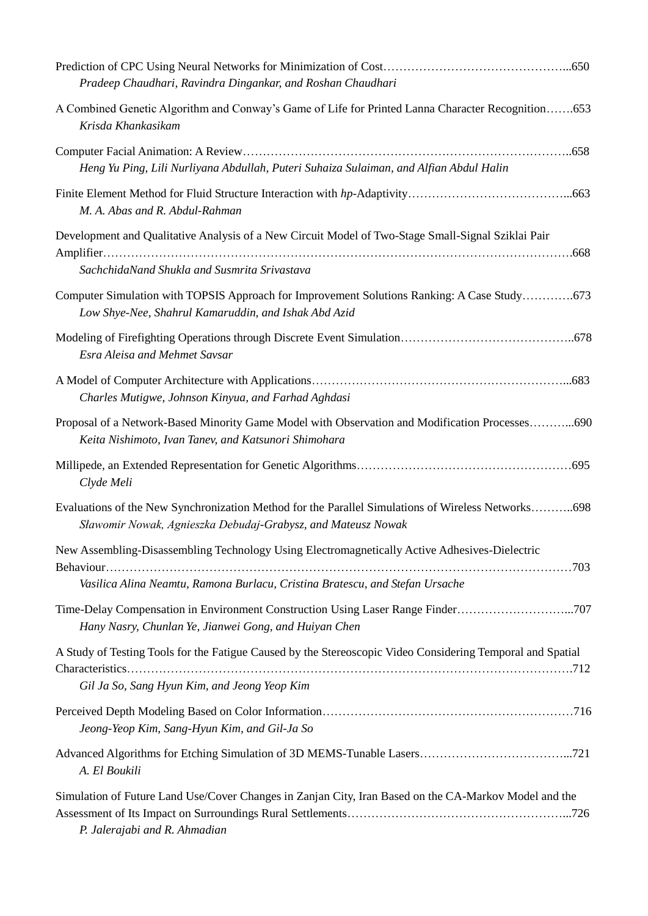Prediction of CPC Using Neural Networks for Minimization of Cost……………………………………...650
*Pradeep Chaudhari, Ravindra Dingankar, and Roshan Chaudhari*

A Combined Genetic Algorithm and Conway's Game of Life for Printed Lanna Character Recognition…….653
*Krisda Khankasikam*

Computer Facial Animation: A Review……………………………………………………………………..658
*Heng Yu Ping, Lili Nurliyana Abdullah, Puteri Suhaiza Sulaiman, and Alfian Abdul Halin*

Finite Element Method for Fluid Structure Interaction with *hp*-Adaptivity…………………………………...663
*M. A. Abas and R. Abdul-Rahman*

Development and Qualitative Analysis of a New Circuit Model of Two-Stage Small-Signal Sziklai Pair Amplifier……………………………………………………………………………………………………….668
*SachchidaNand Shukla and Susmrita Srivastava*

Computer Simulation with TOPSIS Approach for Improvement Solutions Ranking: A Case Study………….673
*Low Shye-Nee, Shahrul Kamaruddin, and Ishak Abd Azid*

Modeling of Firefighting Operations through Discrete Event Simulation……………………………………..678
*Esra Aleisa and Mehmet Savsar*

A Model of Computer Architecture with Applications………………………………………………………...683
*Charles Mutigwe, Johnson Kinyua, and Farhad Aghdasi*

Proposal of a Network-Based Minority Game Model with Observation and Modification Processes………...690
*Keita Nishimoto, Ivan Tanev, and Katsunori Shimohara*

Millipede, an Extended Representation for Genetic Algorithms………………………………………………695
*Clyde Meli*

Evaluations of the New Synchronization Method for the Parallel Simulations of Wireless Networks………..698
*Sławomir Nowak, Agnieszka Debudaj-Grabysz, and Mateusz Nowak*

New Assembling-Disassembling Technology Using Electromagnetically Active Adhesives-Dielectric Behaviour……………………………………………………………………………………………………703
*Vasilica Alina Neamtu, Ramona Burlacu, Cristina Bratescu, and Stefan Ursache*

Time-Delay Compensation in Environment Construction Using Laser Range Finder………………………...707
*Hany Nasry, Chunlan Ye, Jianwei Gong, and Huiyan Chen*

A Study of Testing Tools for the Fatigue Caused by the Stereoscopic Video Considering Temporal and Spatial Characteristics……………………………………………………………………………………………….712
*Gil Ja So, Sang Hyun Kim, and Jeong Yeop Kim*

Perceived Depth Modeling Based on Color Information………………………………………………………716
*Jeong-Yeop Kim, Sang-Hyun Kim, and Gil-Ja So*

Advanced Algorithms for Etching Simulation of 3D MEMS-Tunable Lasers……………………………...721
*A. El Boukili*

Simulation of Future Land Use/Cover Changes in Zanjan City, Iran Based on the CA-Markov Model and the Assessment of Its Impact on Surroundings Rural Settlements……………………………………………...726
*P. Jalerajabi and R. Ahmadian*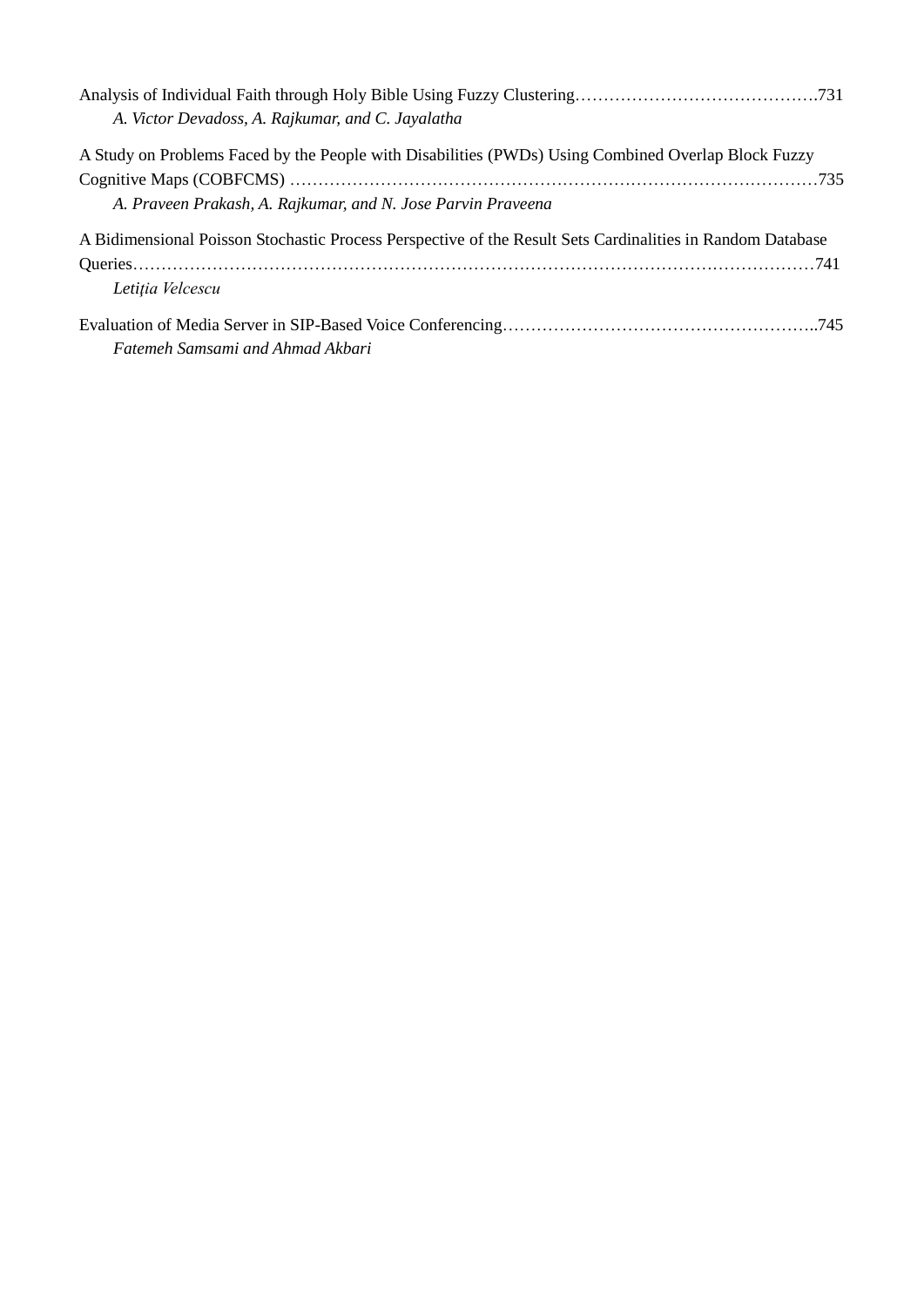Analysis of Individual Faith through Holy Bible Using Fuzzy Clustering……………………………………731
*A. Victor Devadoss, A. Rajkumar, and C. Jayalatha*

A Study on Problems Faced by the People with Disabilities (PWDs) Using Combined Overlap Block Fuzzy Cognitive Maps (COBFCMS) …………………………………………………………………………………735
*A. Praveen Prakash, A. Rajkumar, and N. Jose Parvin Praveena*

A Bidimensional Poisson Stochastic Process Perspective of the Result Sets Cardinalities in Random Database Queries……………………………………………………………………………………………………741
*Letiţia Velcescu*

Evaluation of Media Server in SIP-Based Voice Conferencing………………………………………………..745
*Fatemeh Samsami and Ahmad Akbari*